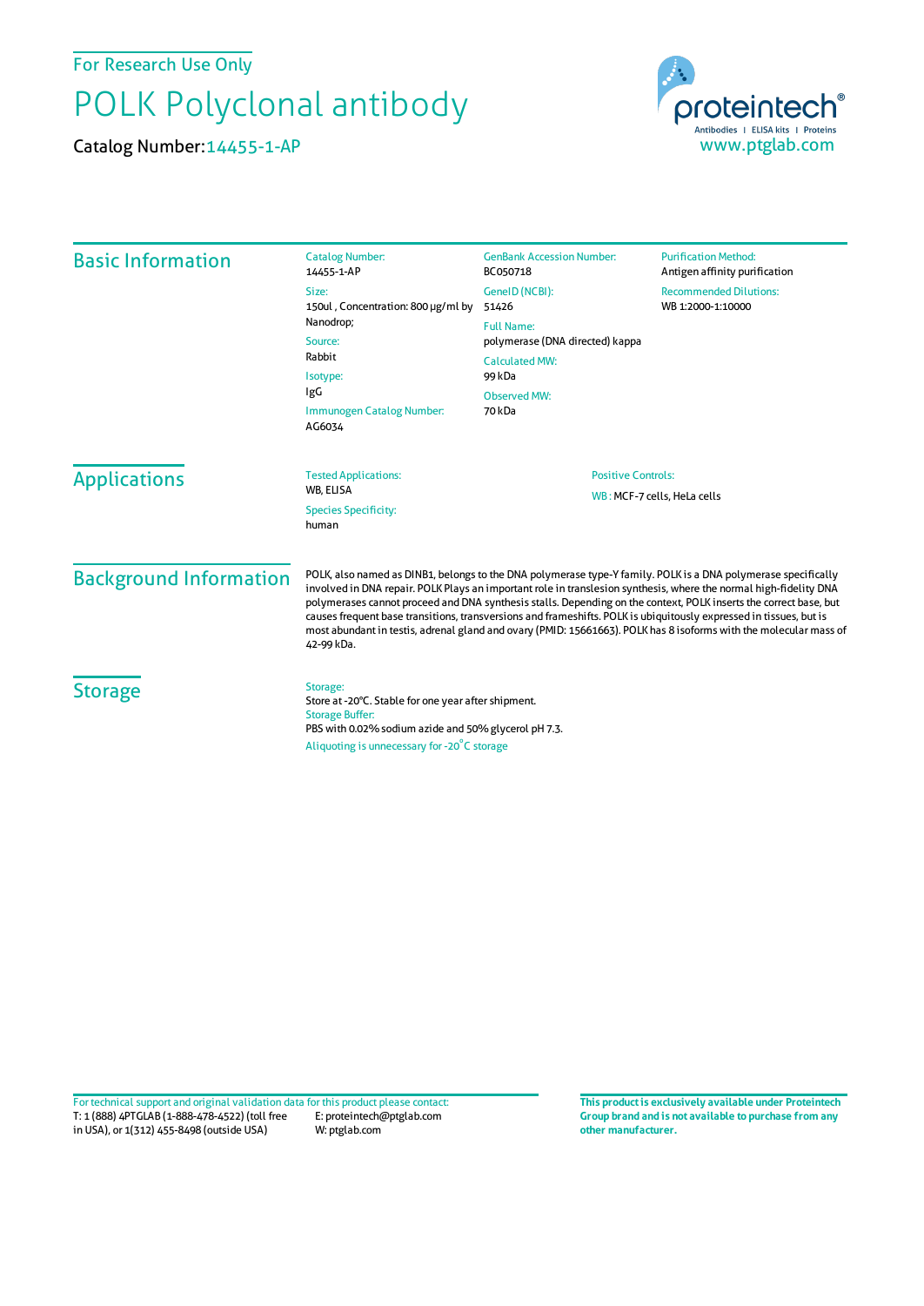For Research Use Only

# POLK Polyclonal antibody

Catalog Number: 14455-1-AP

proteintech®
Antibodies | ELISA kits | Proteins
www.ptglab.com

## Basic Information

Catalog Number:
14455-1-AP

Size:
150ul , Concentration: 800 μg/ml by Nanodrop;

Source:
Rabbit

Isotype:
IgG

Immunogen Catalog Number:
AG6034

GenBank Accession Number:
BC050718

GeneID (NCBI):
51426

Full Name:
polymerase (DNA directed) kappa

Calculated MW:
99 kDa

Observed MW:
70 kDa

Purification Method:
Antigen affinity purification

Recommended Dilutions:
WB 1:2000-1:10000

## Applications

Tested Applications:
WB, ELISA

Species Specificity:
human

Positive Controls:

WB : MCF-7 cells, HeLa cells

## Background Information

POLK, also named as DINB1, belongs to the DNA polymerase type-Y family. POLK is a DNA polymerase specifically involved in DNA repair. POLK Plays an important role in translesion synthesis, where the normal high-fidelity DNA polymerases cannot proceed and DNA synthesis stalls. Depending on the context, POLK inserts the correct base, but causes frequent base transitions, transversions and frameshifts. POLK is ubiquitously expressed in tissues, but is most abundant in testis, adrenal gland and ovary (PMID: 15661663). POLK has 8 isoforms with the molecular mass of 42-99 kDa.

## Storage

Storage:
Store at -20°C. Stable for one year after shipment.
Storage Buffer:
PBS with 0.02% sodium azide and 50% glycerol pH 7.3.
Aliquoting is unnecessary for -20°C storage

For technical support and original validation data for this product please contact:
T: 1 (888) 4PTGLAB (1-888-478-4522) (toll free in USA), or 1(312) 455-8498 (outside USA)
E: proteintech@ptglab.com
W: ptglab.com

**This product is exclusively available under Proteintech Group brand and is not available to purchase from any other manufacturer.**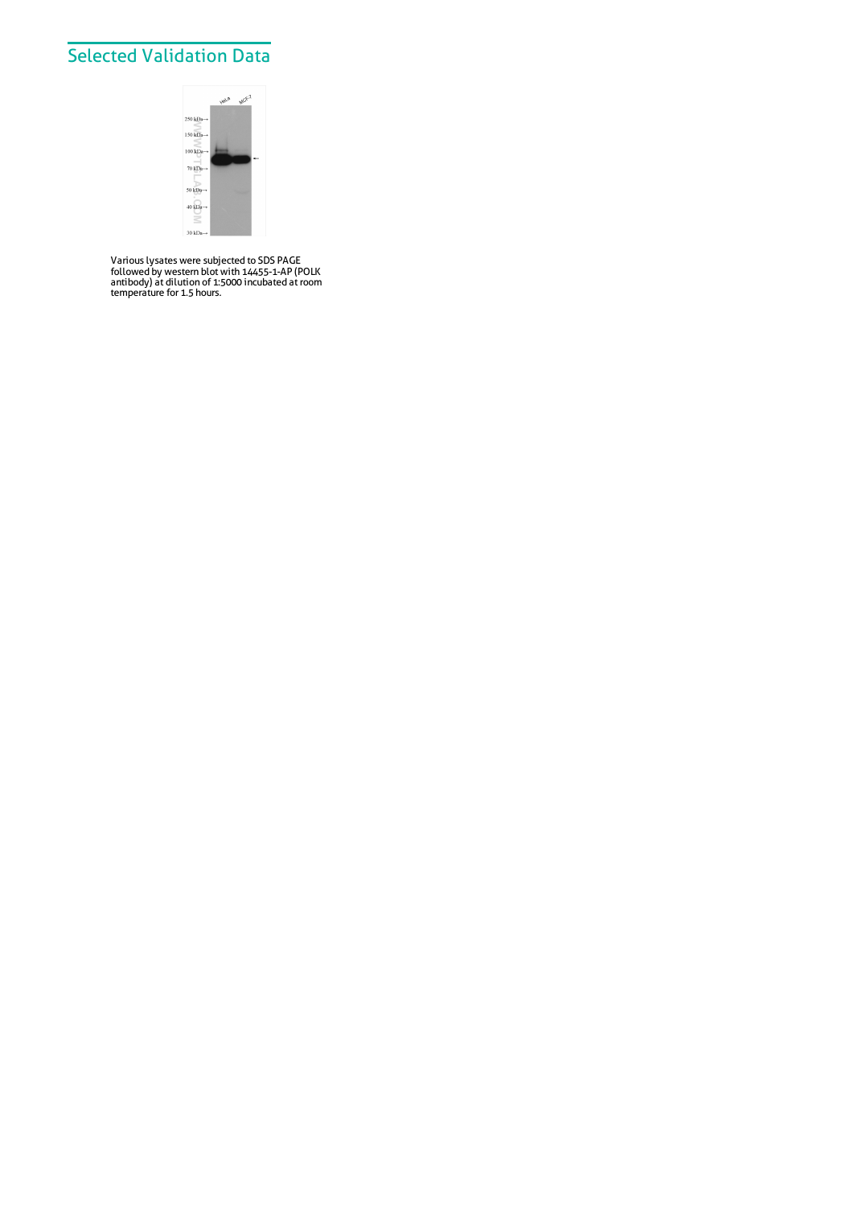## Selected Validation Data

HeLa
MCF-7

250 kDa→
150 kDa→
100 kDa→
70 kDa→
50 kDa→
40 kDa→
30 kDa→

Various lysates were subjected to SDS PAGE followed by western blot with 14455-1-AP (POLK antibody) at dilution of 1:5000 incubated at room temperature for 1.5 hours.